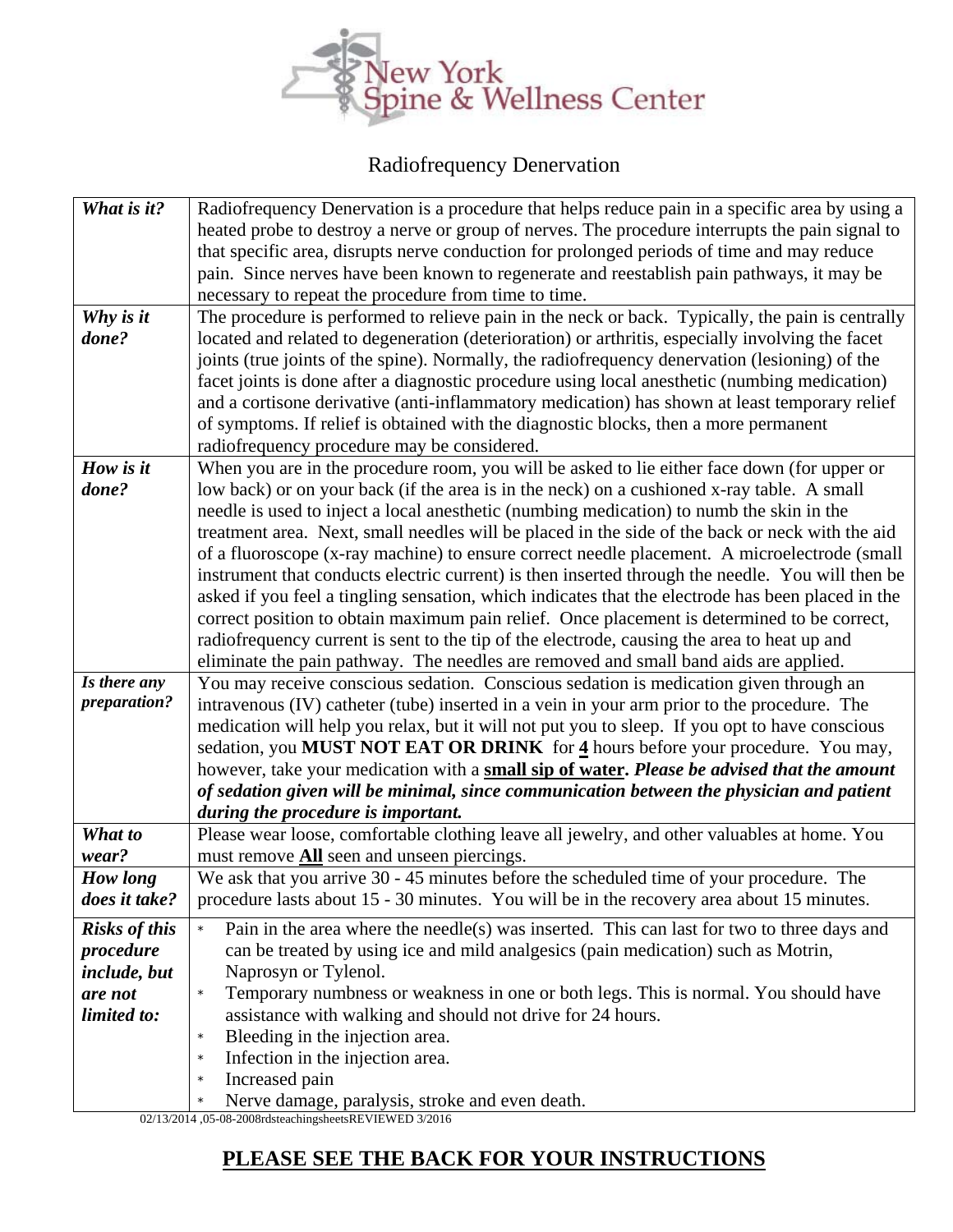New York Spine & Wellness Center

# Radiofrequency Denervation

| | |
|---|---|
| ***What is it?*** | Radiofrequency Denervation is a procedure that helps reduce pain in a specific area by using a heated probe to destroy a nerve or group of nerves. The procedure interrupts the pain signal to that specific area, disrupts nerve conduction for prolonged periods of time and may reduce pain. Since nerves have been known to regenerate and reestablish pain pathways, it may be necessary to repeat the procedure from time to time. |
| ***Why is it done?*** | The procedure is performed to relieve pain in the neck or back. Typically, the pain is centrally located and related to degeneration (deterioration) or arthritis, especially involving the facet joints (true joints of the spine). Normally, the radiofrequency denervation (lesioning) of the facet joints is done after a diagnostic procedure using local anesthetic (numbing medication) and a cortisone derivative (anti-inflammatory medication) has shown at least temporary relief of symptoms. If relief is obtained with the diagnostic blocks, then a more permanent radiofrequency procedure may be considered. |
| ***How is it done?*** | When you are in the procedure room, you will be asked to lie either face down (for upper or low back) or on your back (if the area is in the neck) on a cushioned x-ray table. A small needle is used to inject a local anesthetic (numbing medication) to numb the skin in the treatment area. Next, small needles will be placed in the side of the back or neck with the aid of a fluoroscope (x-ray machine) to ensure correct needle placement. A microelectrode (small instrument that conducts electric current) is then inserted through the needle. You will then be asked if you feel a tingling sensation, which indicates that the electrode has been placed in the correct position to obtain maximum pain relief. Once placement is determined to be correct, radiofrequency current is sent to the tip of the electrode, causing the area to heat up and eliminate the pain pathway. The needles are removed and small band aids are applied. |
| ***Is there any preparation?*** | You may receive conscious sedation. Conscious sedation is medication given through an intravenous (IV) catheter (tube) inserted in a vein in your arm prior to the procedure. The medication will help you relax, but it will not put you to sleep. If you opt to have conscious sedation, you **MUST NOT EAT OR DRINK** for <u>**4**</u> hours before your procedure. You may, however, take your medication with a <u>**small sip of water**</u>. ***Please be advised that the amount of sedation given will be minimal, since communication between the physician and patient during the procedure is important.*** |
| ***What to wear?*** | Please wear loose, comfortable clothing leave all jewelry, and other valuables at home. You must remove <u>**All**</u> seen and unseen piercings. |
| ***How long does it take?*** | We ask that you arrive 30 - 45 minutes before the scheduled time of your procedure. The procedure lasts about 15 - 30 minutes. You will be in the recovery area about 15 minutes. |
| ***Risks of this procedure include, but are not limited to:*** | * Pain in the area where the needle(s) was inserted. This can last for two to three days and can be treated by using ice and mild analgesics (pain medication) such as Motrin, Naprosyn or Tylenol.<br>* Temporary numbness or weakness in one or both legs. This is normal. You should have assistance with walking and should not drive for 24 hours.<br>* Bleeding in the injection area.<br>* Infection in the injection area.<br>* Increased pain<br>* Nerve damage, paralysis, stroke and even death. |

02/13/2014 ,05-08-2008rdsteachingsheetsREVIEWED 3/2016

## <u>PLEASE SEE THE BACK FOR YOUR INSTRUCTIONS</u>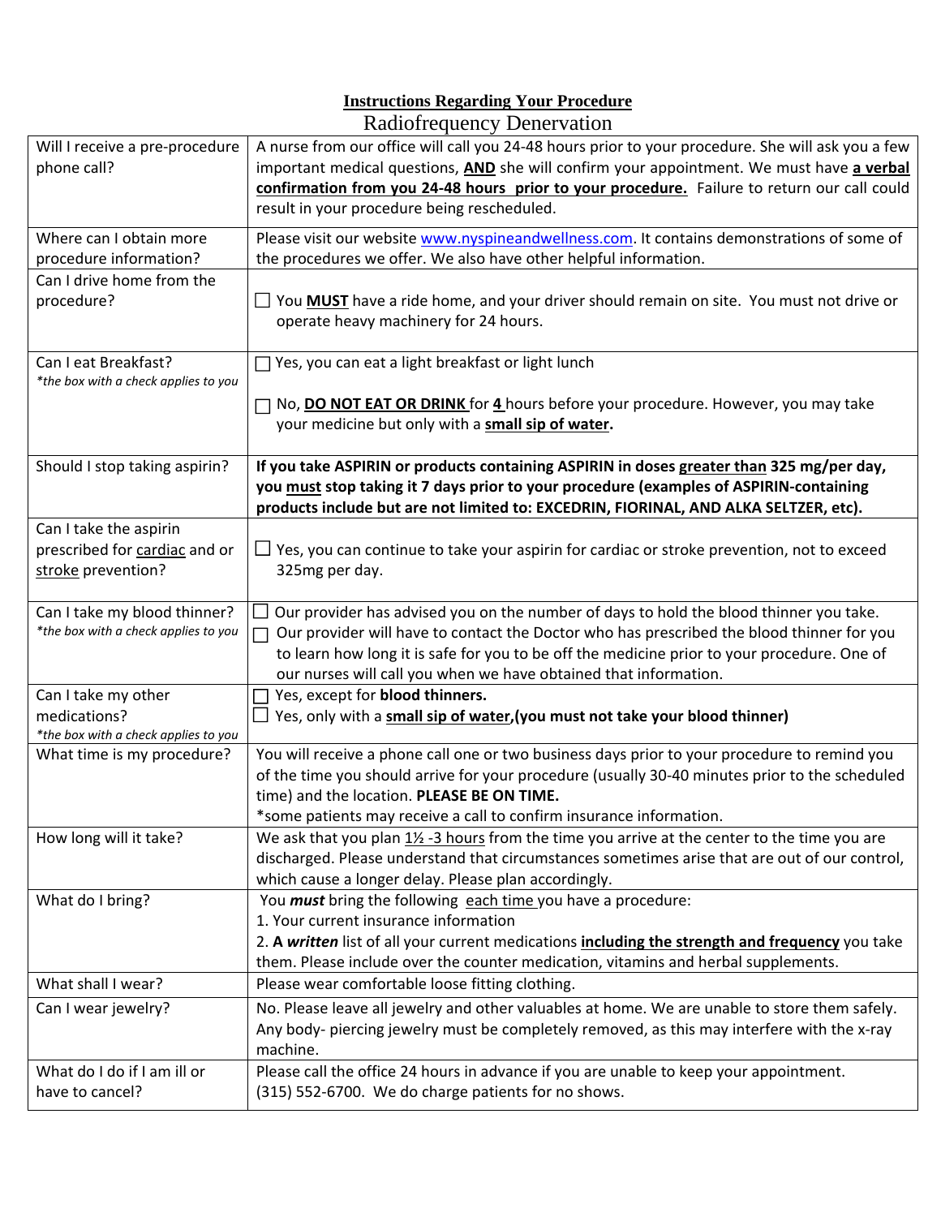# Instructions Regarding Your Procedure

## Radiofrequency Denervation

| | |
|---|---|
| Will I receive a pre-procedure phone call? | A nurse from our office will call you 24-48 hours prior to your procedure. She will ask you a few important medical questions, **AND** she will confirm your appointment. We must have **a verbal confirmation from you 24-48 hours prior to your procedure.** Failure to return our call could result in your procedure being rescheduled. |
| Where can I obtain more procedure information? | Please visit our website www.nyspineandwellness.com. It contains demonstrations of some of the procedures we offer. We also have other helpful information. |
| Can I drive home from the procedure? | ☐ You **MUST** have a ride home, and your driver should remain on site. You must not drive or operate heavy machinery for 24 hours. |
| Can I eat Breakfast? *\*the box with a check applies to you* | ☐ Yes, you can eat a light breakfast or light lunch<br>☐ No, **DO NOT EAT OR DRINK** for **4** hours before your procedure. However, you may take your medicine but only with a **small sip of water.** |
| Should I stop taking aspirin? | **If you take ASPIRIN or products containing ASPIRIN in doses greater than 325 mg/per day, you must stop taking it 7 days prior to your procedure (examples of ASPIRIN-containing products include but are not limited to: EXCEDRIN, FIORINAL, AND ALKA SELTZER, etc).** |
| Can I take the aspirin prescribed for cardiac and or stroke prevention? | ☐ Yes, you can continue to take your aspirin for cardiac or stroke prevention, not to exceed 325mg per day. |
| Can I take my blood thinner? *\*the box with a check applies to you* | ☐ Our provider has advised you on the number of days to hold the blood thinner you take.<br>☐ Our provider will have to contact the Doctor who has prescribed the blood thinner for you to learn how long it is safe for you to be off the medicine prior to your procedure. One of our nurses will call you when we have obtained that information. |
| Can I take my other medications? *\*the box with a check applies to you* | ☐ Yes, except for **blood thinners.**<br>☐ Yes, only with a **small sip of water,(you must not take your blood thinner)** |
| What time is my procedure? | You will receive a phone call one or two business days prior to your procedure to remind you of the time you should arrive for your procedure (usually 30-40 minutes prior to the scheduled time) and the location. **PLEASE BE ON TIME.**<br>\*some patients may receive a call to confirm insurance information. |
| How long will it take? | We ask that you plan 1½ -3 hours from the time you arrive at the center to the time you are discharged. Please understand that circumstances sometimes arise that are out of our control, which cause a longer delay. Please plan accordingly. |
| What do I bring? | You ***must*** bring the following each time you have a procedure:<br>1. Your current insurance information<br>2. **A *written*** list of all your current medications **including the strength and frequency** you take them. Please include over the counter medication, vitamins and herbal supplements. |
| What shall I wear? | Please wear comfortable loose fitting clothing. |
| Can I wear jewelry? | No. Please leave all jewelry and other valuables at home. We are unable to store them safely. Any body- piercing jewelry must be completely removed, as this may interfere with the x-ray machine. |
| What do I do if I am ill or have to cancel? | Please call the office 24 hours in advance if you are unable to keep your appointment. (315) 552-6700. We do charge patients for no shows. |